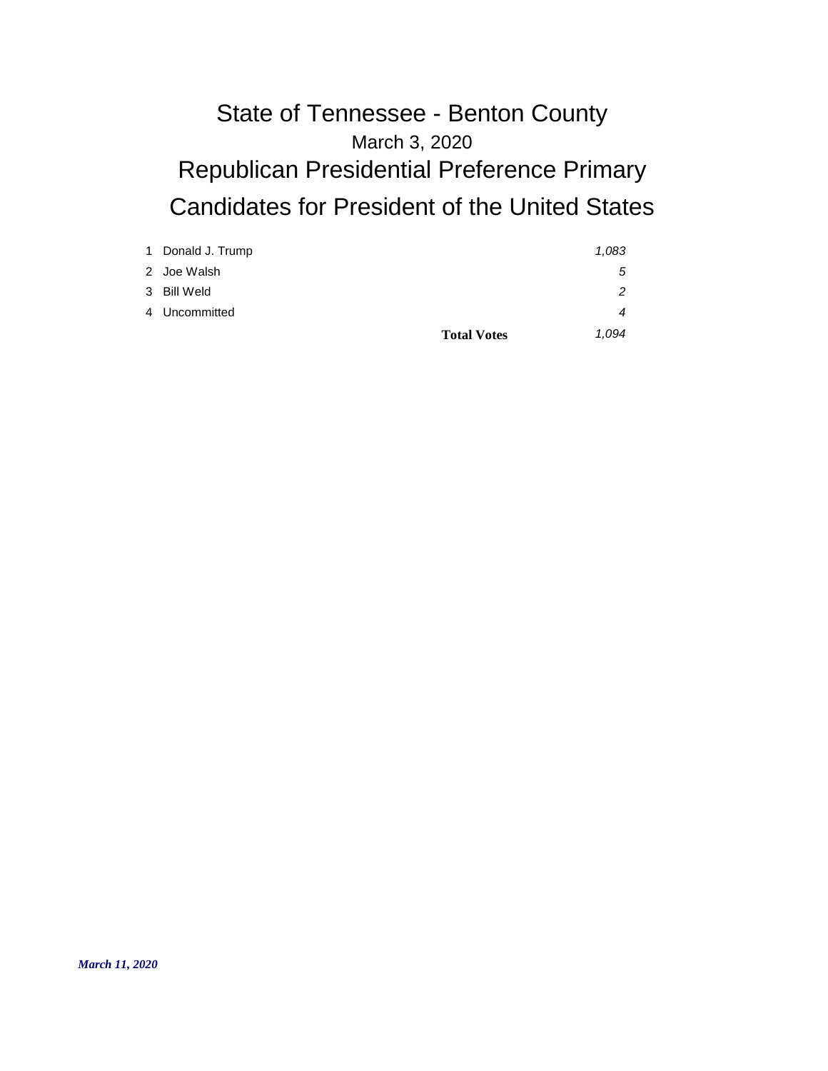# State of Tennessee - Benton County

## March 3, 2020

## Republican Presidential Preference Primary

## Candidates for President of the United States

| # | Candidate | | Votes |
|---|---|---|---|
| 1 | Donald J. Trump | | *1,083* |
| 2 | Joe Walsh | | *5* |
| 3 | Bill Weld | | *2* |
| 4 | Uncommitted | | *4* |
| | | **Total Votes** | *1,094* |

***March 11, 2020***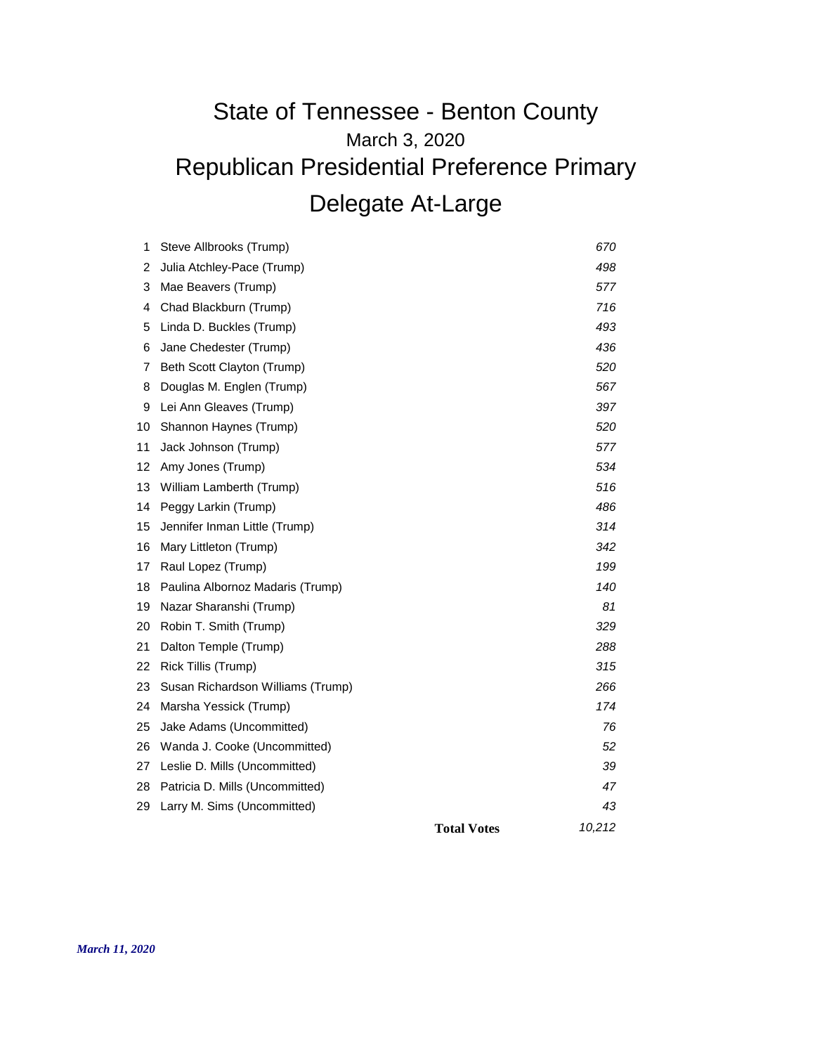# State of Tennessee - Benton County

## March 3, 2020

# Republican Presidential Preference Primary

# Delegate At-Large

| # | Candidate | Votes |
|---|---|---|
| 1 | Steve Allbrooks (Trump) | *670* |
| 2 | Julia Atchley-Pace (Trump) | *498* |
| 3 | Mae Beavers (Trump) | *577* |
| 4 | Chad Blackburn (Trump) | *716* |
| 5 | Linda D. Buckles (Trump) | *493* |
| 6 | Jane Chedester (Trump) | *436* |
| 7 | Beth Scott Clayton (Trump) | *520* |
| 8 | Douglas M. Englen (Trump) | *567* |
| 9 | Lei Ann Gleaves (Trump) | *397* |
| 10 | Shannon Haynes (Trump) | *520* |
| 11 | Jack Johnson (Trump) | *577* |
| 12 | Amy Jones (Trump) | *534* |
| 13 | William Lamberth (Trump) | *516* |
| 14 | Peggy Larkin (Trump) | *486* |
| 15 | Jennifer Inman Little (Trump) | *314* |
| 16 | Mary Littleton (Trump) | *342* |
| 17 | Raul Lopez (Trump) | *199* |
| 18 | Paulina Albornoz Madaris (Trump) | *140* |
| 19 | Nazar Sharanshi (Trump) | *81* |
| 20 | Robin T. Smith (Trump) | *329* |
| 21 | Dalton Temple (Trump) | *288* |
| 22 | Rick Tillis (Trump) | *315* |
| 23 | Susan Richardson Williams (Trump) | *266* |
| 24 | Marsha Yessick (Trump) | *174* |
| 25 | Jake Adams (Uncommitted) | *76* |
| 26 | Wanda J. Cooke (Uncommitted) | *52* |
| 27 | Leslie D. Mills (Uncommitted) | *39* |
| 28 | Patricia D. Mills (Uncommitted) | *47* |
| 29 | Larry M. Sims (Uncommitted) | *43* |
| | **Total Votes** | *10,212* |

***March 11, 2020***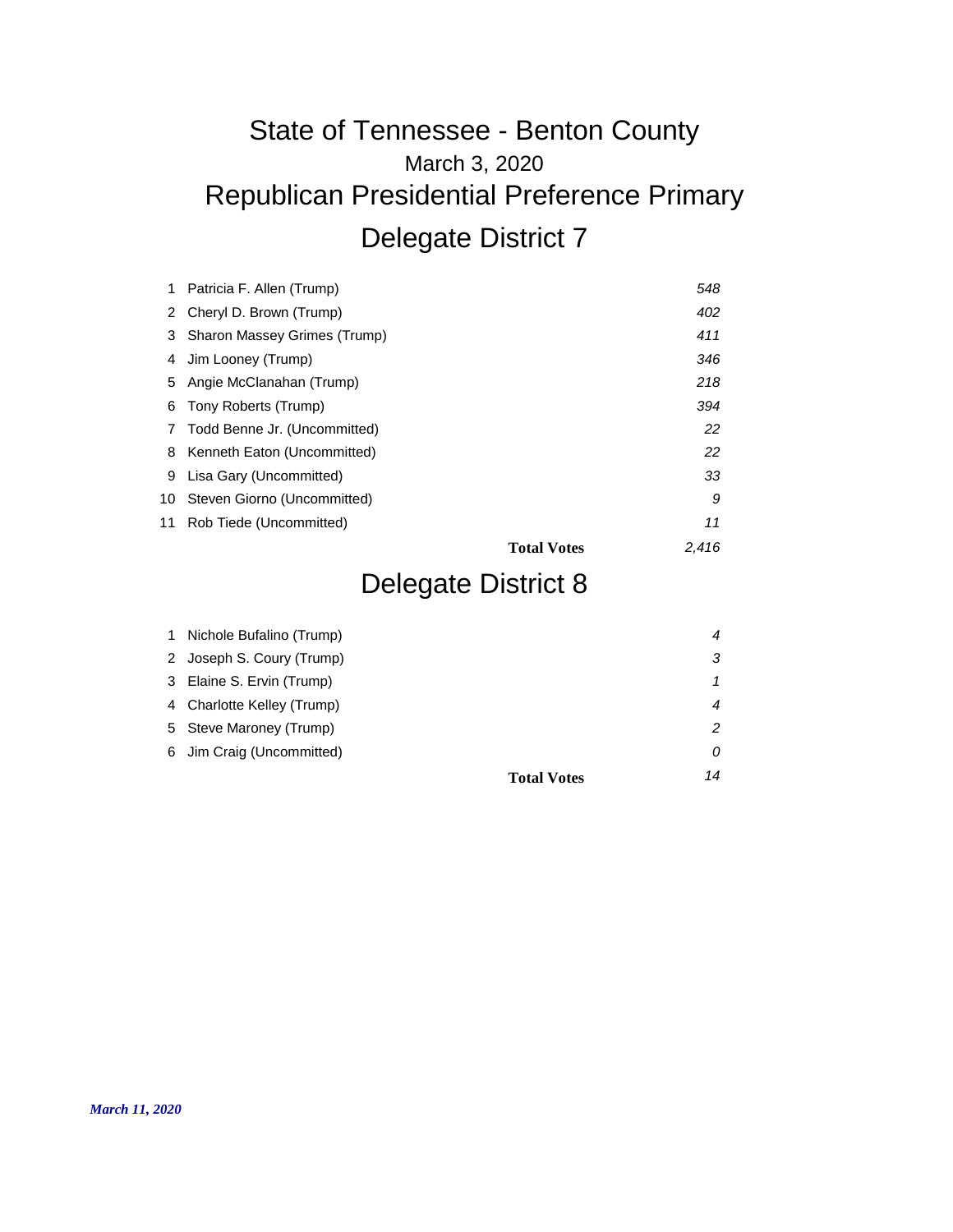# State of Tennessee - Benton County

March 3, 2020

## Republican Presidential Preference Primary

## Delegate District 7

| # | Candidate | Votes |
|---|---|---|
| 1 | Patricia F. Allen (Trump) | *548* |
| 2 | Cheryl D. Brown (Trump) | *402* |
| 3 | Sharon Massey Grimes (Trump) | *411* |
| 4 | Jim Looney (Trump) | *346* |
| 5 | Angie McClanahan (Trump) | *218* |
| 6 | Tony Roberts (Trump) | *394* |
| 7 | Todd Benne Jr. (Uncommitted) | *22* |
| 8 | Kenneth Eaton (Uncommitted) | *22* |
| 9 | Lisa Gary (Uncommitted) | *33* |
| 10 | Steven Giorno (Uncommitted) | *9* |
| 11 | Rob Tiede (Uncommitted) | *11* |
| | **Total Votes** | *2,416* |

## Delegate District 8

| # | Candidate | Votes |
|---|---|---|
| 1 | Nichole Bufalino (Trump) | *4* |
| 2 | Joseph S. Coury (Trump) | *3* |
| 3 | Elaine S. Ervin (Trump) | *1* |
| 4 | Charlotte Kelley (Trump) | *4* |
| 5 | Steve Maroney (Trump) | *2* |
| 6 | Jim Craig (Uncommitted) | *0* |
| | **Total Votes** | *14* |

***March 11, 2020***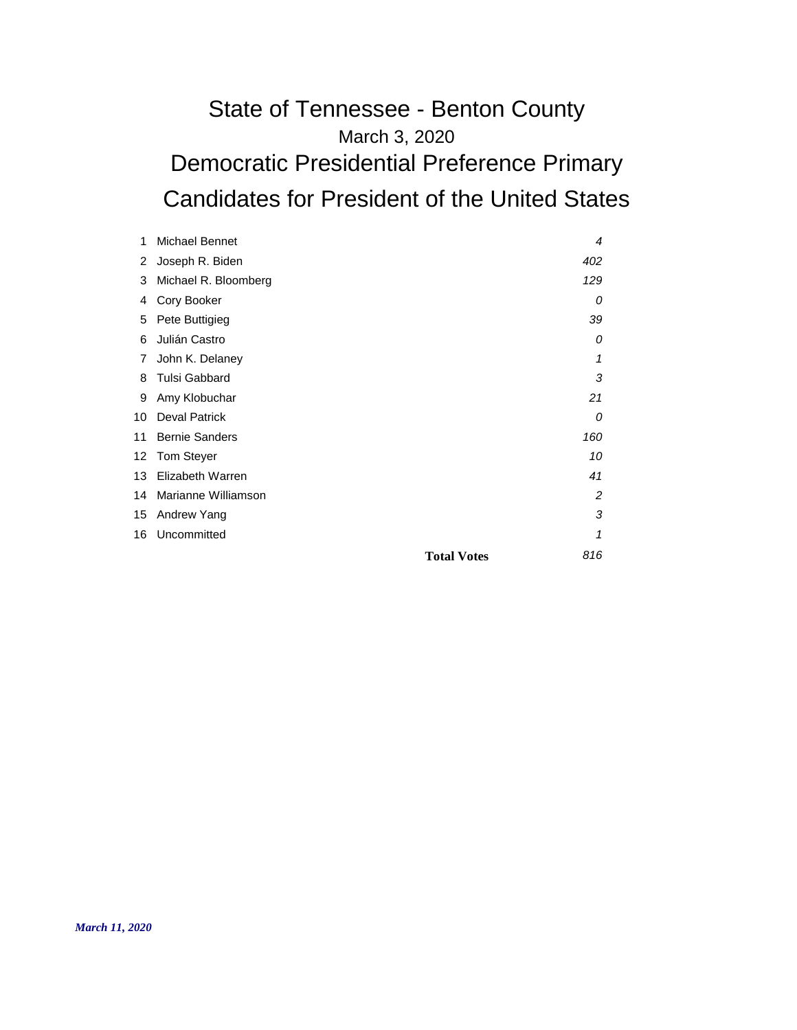# State of Tennessee - Benton County

## March 3, 2020

## Democratic Presidential Preference Primary

## Candidates for President of the United States

| # | Candidate | | Votes |
|---|---|---|---|
| 1 | Michael Bennet | | *4* |
| 2 | Joseph R. Biden | | *402* |
| 3 | Michael R. Bloomberg | | *129* |
| 4 | Cory Booker | | *0* |
| 5 | Pete Buttigieg | | *39* |
| 6 | Julián Castro | | *0* |
| 7 | John K. Delaney | | *1* |
| 8 | Tulsi Gabbard | | *3* |
| 9 | Amy Klobuchar | | *21* |
| 10 | Deval Patrick | | *0* |
| 11 | Bernie Sanders | | *160* |
| 12 | Tom Steyer | | *10* |
| 13 | Elizabeth Warren | | *41* |
| 14 | Marianne Williamson | | *2* |
| 15 | Andrew Yang | | *3* |
| 16 | Uncommitted | | *1* |
| | | **Total Votes** | *816* |

***March 11, 2020***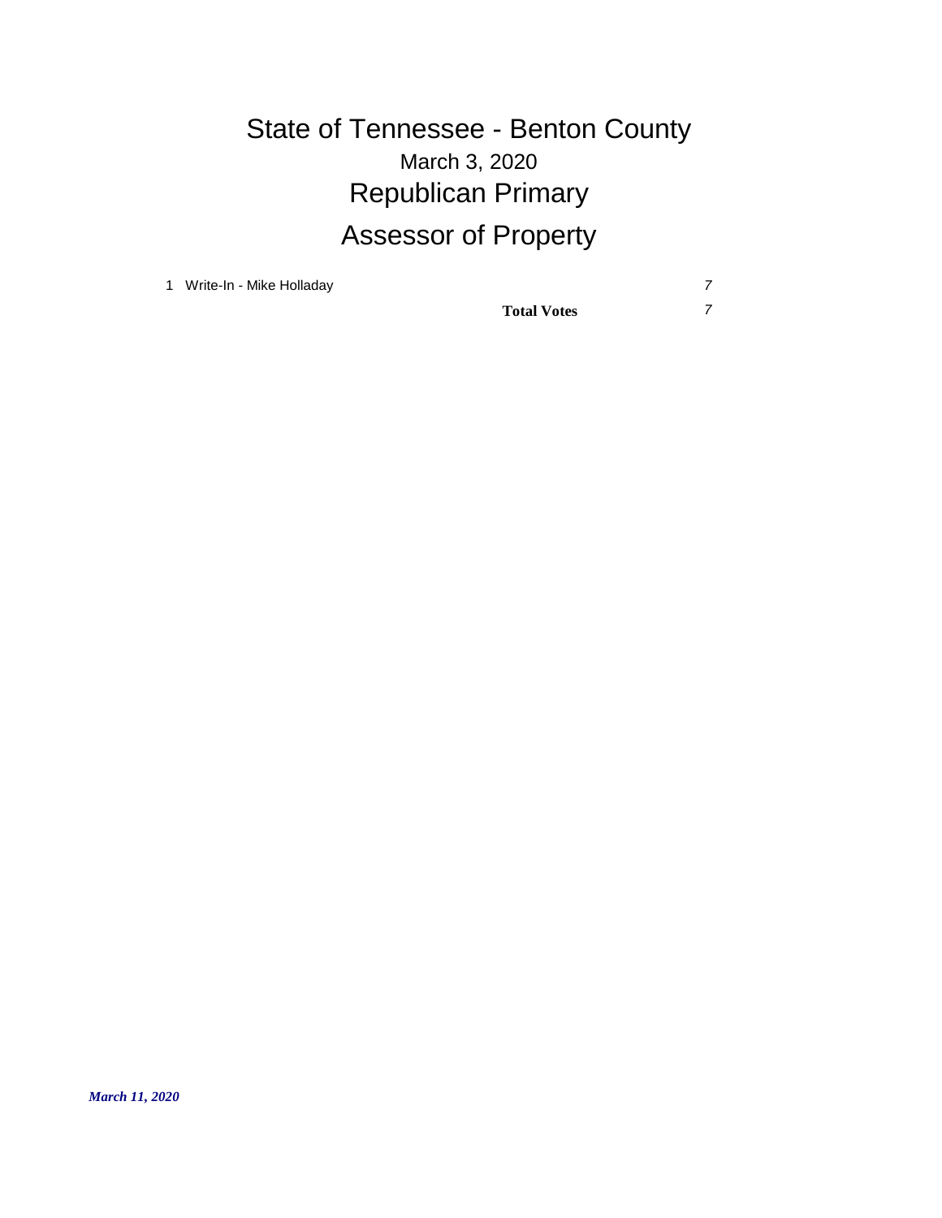# State of Tennessee - Benton County

March 3, 2020

## Republican Primary

## Assessor of Property

| | Candidate | Votes |
|---|---|---|
| 1 | Write-In - Mike Holladay | *7* |
| | **Total Votes** | *7* |

***March 11, 2020***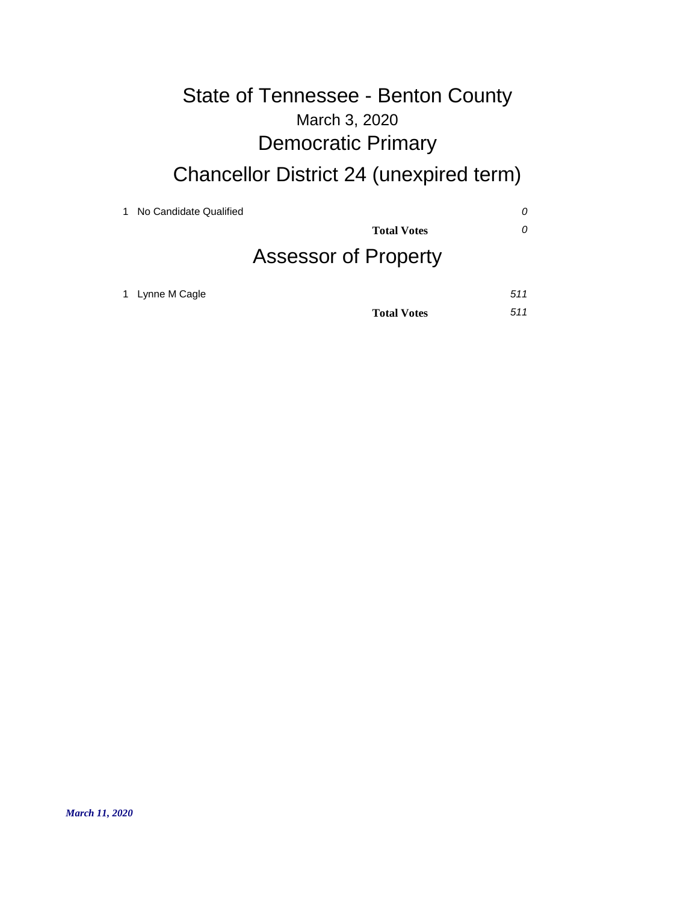# State of Tennessee - Benton County

March 3, 2020

## Democratic Primary

## Chancellor District 24 (unexpired term)

| | | |
|---|---|---|
| 1 | No Candidate Qualified | *0* |
| | **Total Votes** | *0* |

## Assessor of Property

| | | |
|---|---|---|
| 1 | Lynne M Cagle | *511* |
| | **Total Votes** | *511* |

***March 11, 2020***